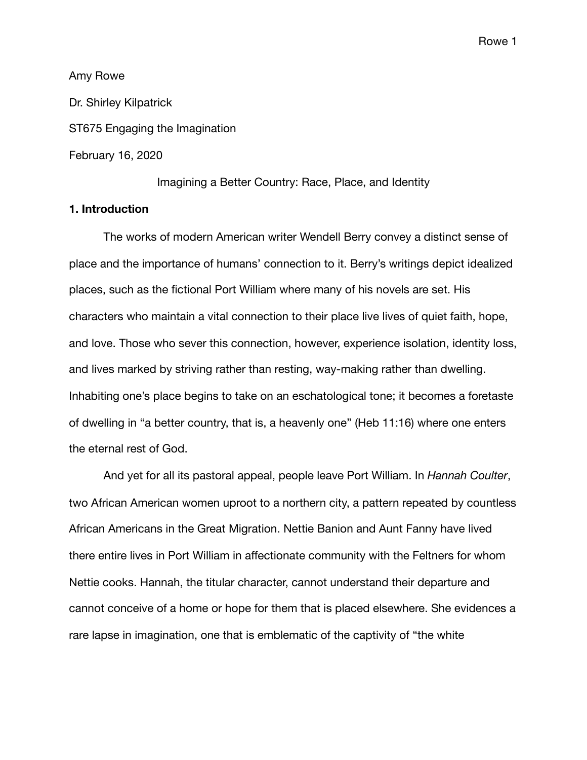Amy Rowe

Dr. Shirley Kilpatrick

ST675 Engaging the Imagination

February 16, 2020

Imagining a Better Country: Race, Place, and Identity

## 1. Introduction

The works of modern American writer Wendell Berry convey a distinct sense of place and the importance of humans' connection to it. Berry's writings depict idealized places, such as the fictional Port William where many of his novels are set. His characters who maintain a vital connection to their place live lives of quiet faith, hope, and love. Those who sever this connection, however, experience isolation, identity loss, and lives marked by striving rather than resting, way-making rather than dwelling. Inhabiting one's place begins to take on an eschatological tone; it becomes a foretaste of dwelling in "a better country, that is, a heavenly one" (Heb 11:16) where one enters the eternal rest of God.

And yet for all its pastoral appeal, people leave Port William. In *Hannah Coulter*, two African American women uproot to a northern city, a pattern repeated by countless African Americans in the Great Migration. Nettie Banion and Aunt Fanny have lived there entire lives in Port William in affectionate community with the Feltners for whom Nettie cooks. Hannah, the titular character, cannot understand their departure and cannot conceive of a home or hope for them that is placed elsewhere. She evidences a rare lapse in imagination, one that is emblematic of the captivity of "the white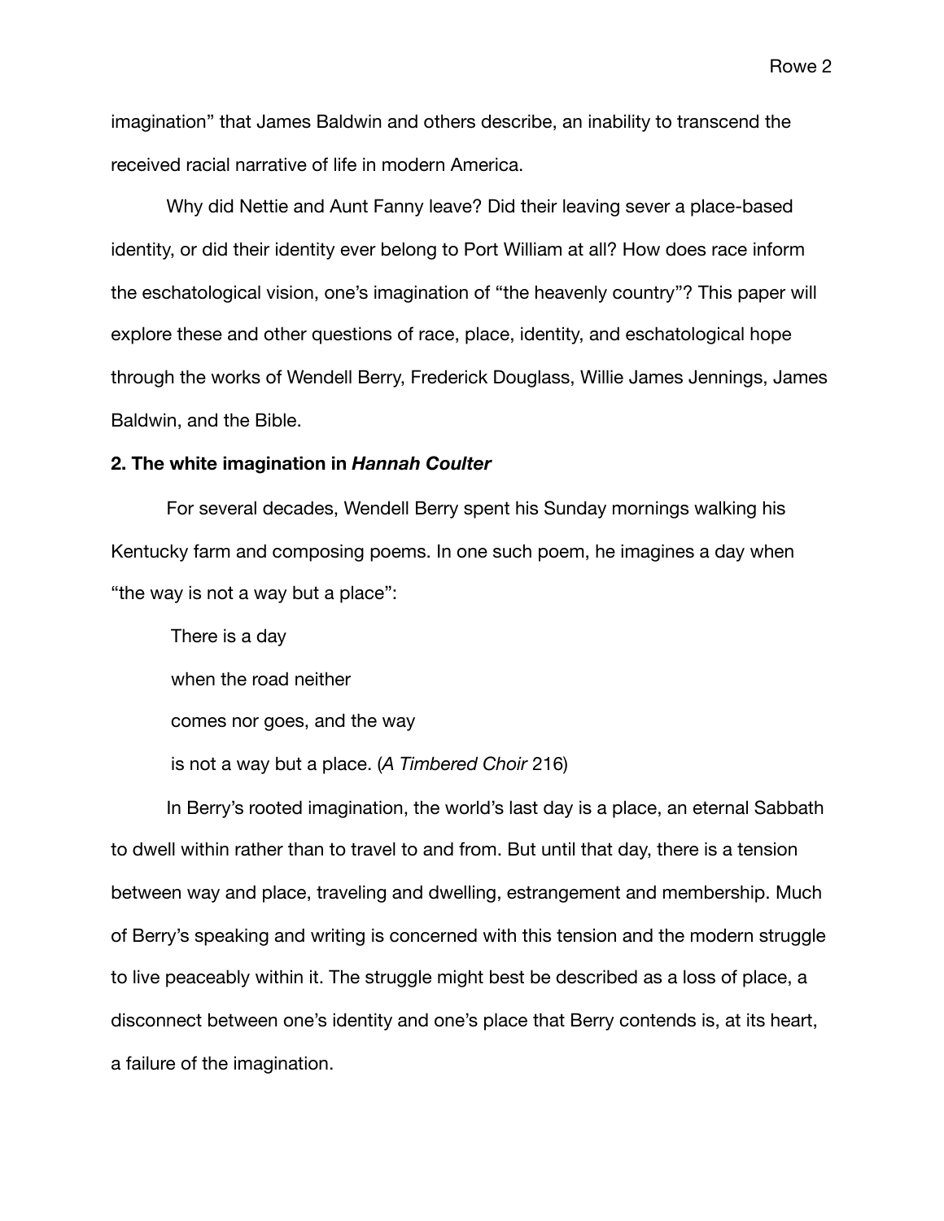imagination" that James Baldwin and others describe, an inability to transcend the received racial narrative of life in modern America.

Why did Nettie and Aunt Fanny leave? Did their leaving sever a place-based identity, or did their identity ever belong to Port William at all? How does race inform the eschatological vision, one's imagination of "the heavenly country"? This paper will explore these and other questions of race, place, identity, and eschatological hope through the works of Wendell Berry, Frederick Douglass, Willie James Jennings, James Baldwin, and the Bible.

**2. The white imagination in *Hannah Coulter***

For several decades, Wendell Berry spent his Sunday mornings walking his Kentucky farm and composing poems. In one such poem, he imagines a day when "the way is not a way but a place":

> There is a day
>
> when the road neither
>
> comes nor goes, and the way
>
> is not a way but a place. (*A Timbered Choir* 216)

In Berry's rooted imagination, the world's last day is a place, an eternal Sabbath to dwell within rather than to travel to and from. But until that day, there is a tension between way and place, traveling and dwelling, estrangement and membership. Much of Berry's speaking and writing is concerned with this tension and the modern struggle to live peaceably within it. The struggle might best be described as a loss of place, a disconnect between one's identity and one's place that Berry contends is, at its heart, a failure of the imagination.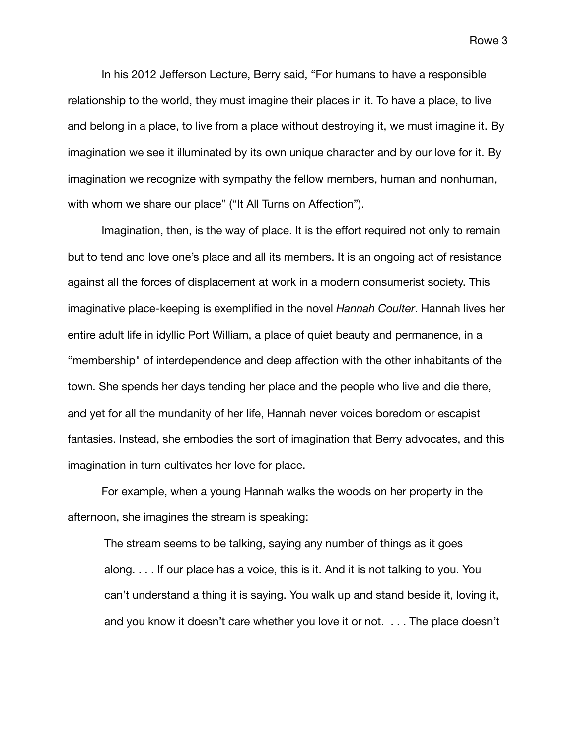In his 2012 Jefferson Lecture, Berry said, "For humans to have a responsible relationship to the world, they must imagine their places in it. To have a place, to live and belong in a place, to live from a place without destroying it, we must imagine it. By imagination we see it illuminated by its own unique character and by our love for it. By imagination we recognize with sympathy the fellow members, human and nonhuman, with whom we share our place" ("It All Turns on Affection").

Imagination, then, is the way of place. It is the effort required not only to remain but to tend and love one's place and all its members. It is an ongoing act of resistance against all the forces of displacement at work in a modern consumerist society. This imaginative place-keeping is exemplified in the novel *Hannah Coulter*. Hannah lives her entire adult life in idyllic Port William, a place of quiet beauty and permanence, in a "membership" of interdependence and deep affection with the other inhabitants of the town. She spends her days tending her place and the people who live and die there, and yet for all the mundanity of her life, Hannah never voices boredom or escapist fantasies. Instead, she embodies the sort of imagination that Berry advocates, and this imagination in turn cultivates her love for place.

For example, when a young Hannah walks the woods on her property in the afternoon, she imagines the stream is speaking:

> The stream seems to be talking, saying any number of things as it goes along. . . . If our place has a voice, this is it. And it is not talking to you. You can't understand a thing it is saying. You walk up and stand beside it, loving it, and you know it doesn't care whether you love it or not. . . . The place doesn't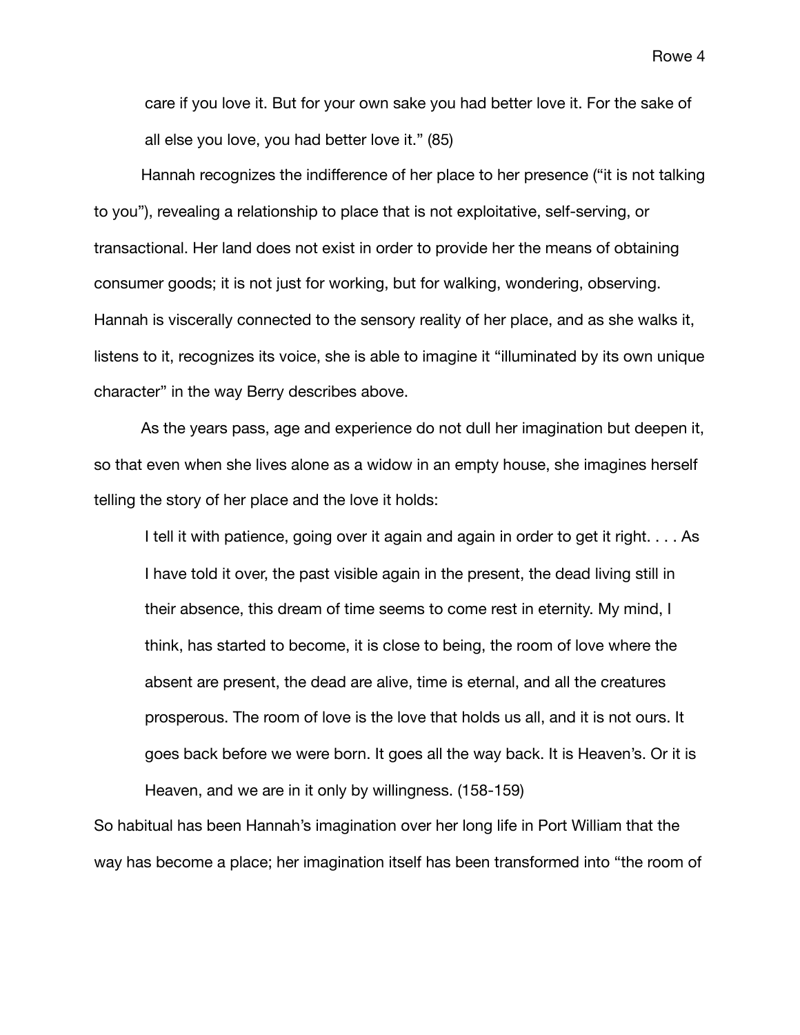> care if you love it. But for your own sake you had better love it. For the sake of all else you love, you had better love it." (85)

Hannah recognizes the indifference of her place to her presence ("it is not talking to you"), revealing a relationship to place that is not exploitative, self-serving, or transactional. Her land does not exist in order to provide her the means of obtaining consumer goods; it is not just for working, but for walking, wondering, observing. Hannah is viscerally connected to the sensory reality of her place, and as she walks it, listens to it, recognizes its voice, she is able to imagine it "illuminated by its own unique character" in the way Berry describes above.

As the years pass, age and experience do not dull her imagination but deepen it, so that even when she lives alone as a widow in an empty house, she imagines herself telling the story of her place and the love it holds:

> I tell it with patience, going over it again and again in order to get it right. . . . As I have told it over, the past visible again in the present, the dead living still in their absence, this dream of time seems to come rest in eternity. My mind, I think, has started to become, it is close to being, the room of love where the absent are present, the dead are alive, time is eternal, and all the creatures prosperous. The room of love is the love that holds us all, and it is not ours. It goes back before we were born. It goes all the way back. It is Heaven's. Or it is Heaven, and we are in it only by willingness. (158-159)

So habitual has been Hannah's imagination over her long life in Port William that the way has become a place; her imagination itself has been transformed into "the room of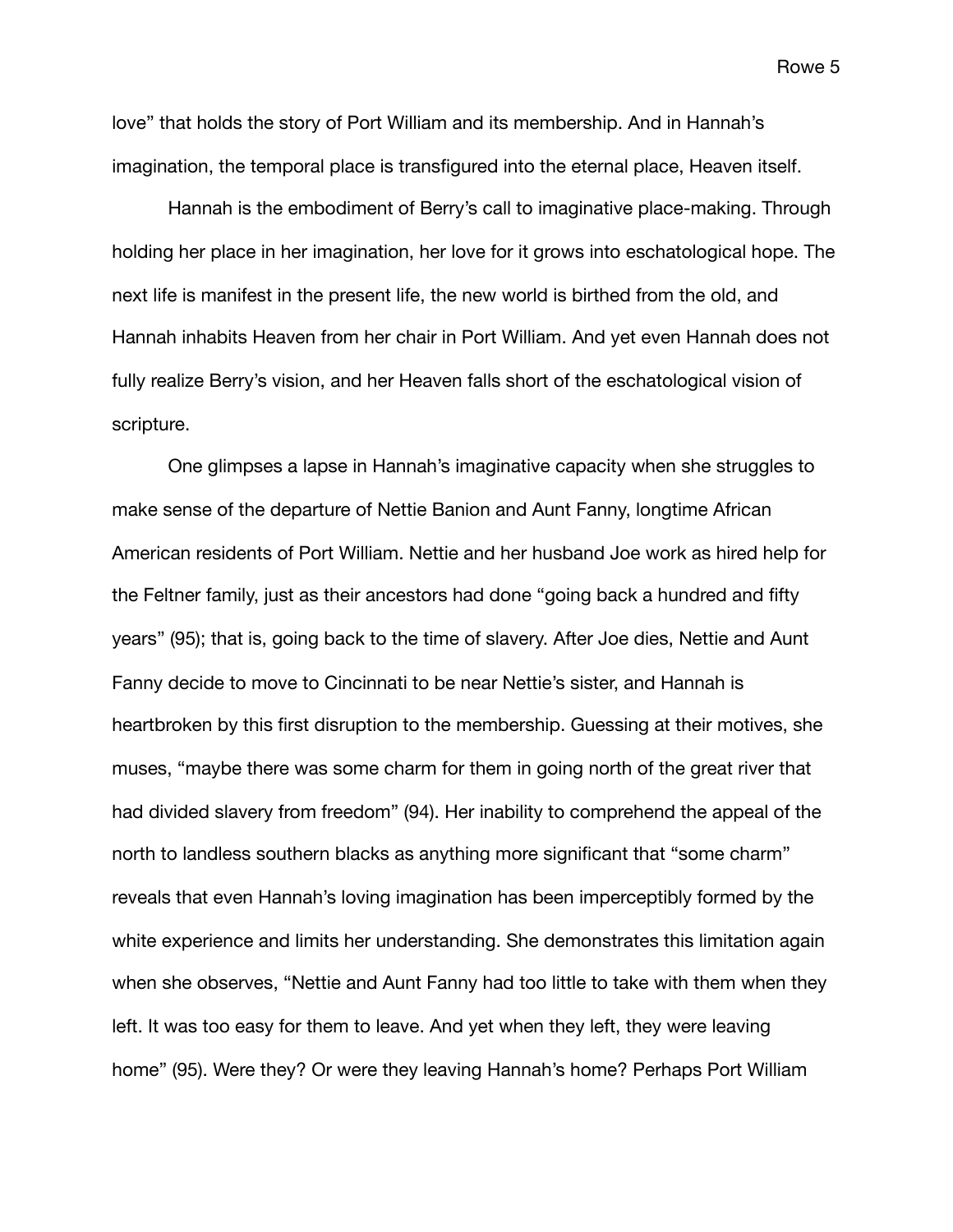love" that holds the story of Port William and its membership. And in Hannah's imagination, the temporal place is transfigured into the eternal place, Heaven itself.

Hannah is the embodiment of Berry's call to imaginative place-making. Through holding her place in her imagination, her love for it grows into eschatological hope. The next life is manifest in the present life, the new world is birthed from the old, and Hannah inhabits Heaven from her chair in Port William. And yet even Hannah does not fully realize Berry's vision, and her Heaven falls short of the eschatological vision of scripture.

One glimpses a lapse in Hannah's imaginative capacity when she struggles to make sense of the departure of Nettie Banion and Aunt Fanny, longtime African American residents of Port William. Nettie and her husband Joe work as hired help for the Feltner family, just as their ancestors had done "going back a hundred and fifty years" (95); that is, going back to the time of slavery. After Joe dies, Nettie and Aunt Fanny decide to move to Cincinnati to be near Nettie's sister, and Hannah is heartbroken by this first disruption to the membership. Guessing at their motives, she muses, "maybe there was some charm for them in going north of the great river that had divided slavery from freedom" (94). Her inability to comprehend the appeal of the north to landless southern blacks as anything more significant that "some charm" reveals that even Hannah's loving imagination has been imperceptibly formed by the white experience and limits her understanding. She demonstrates this limitation again when she observes, "Nettie and Aunt Fanny had too little to take with them when they left. It was too easy for them to leave. And yet when they left, they were leaving home" (95). Were they? Or were they leaving Hannah's home? Perhaps Port William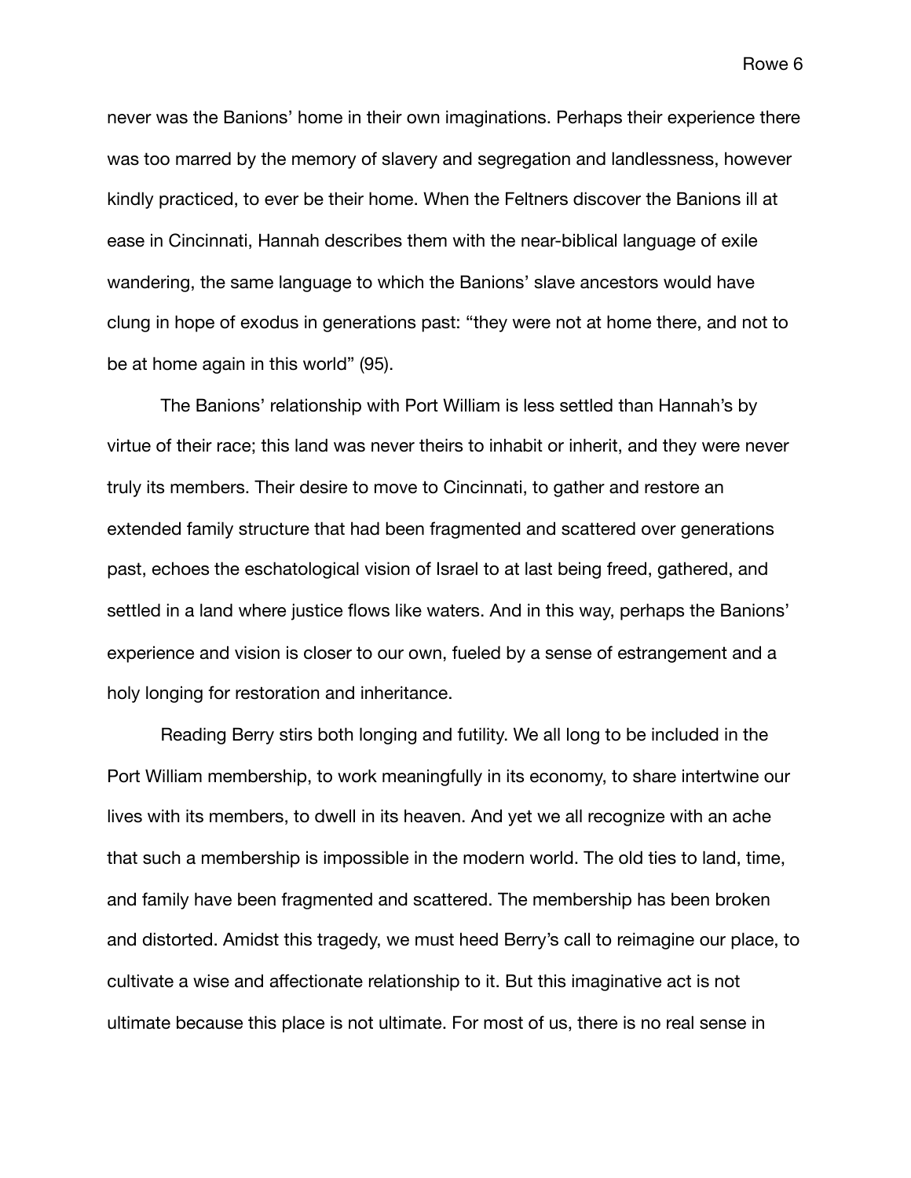never was the Banions' home in their own imaginations. Perhaps their experience there was too marred by the memory of slavery and segregation and landlessness, however kindly practiced, to ever be their home. When the Feltners discover the Banions ill at ease in Cincinnati, Hannah describes them with the near-biblical language of exile wandering, the same language to which the Banions' slave ancestors would have clung in hope of exodus in generations past: "they were not at home there, and not to be at home again in this world" (95).

The Banions' relationship with Port William is less settled than Hannah's by virtue of their race; this land was never theirs to inhabit or inherit, and they were never truly its members. Their desire to move to Cincinnati, to gather and restore an extended family structure that had been fragmented and scattered over generations past, echoes the eschatological vision of Israel to at last being freed, gathered, and settled in a land where justice flows like waters. And in this way, perhaps the Banions' experience and vision is closer to our own, fueled by a sense of estrangement and a holy longing for restoration and inheritance.

Reading Berry stirs both longing and futility. We all long to be included in the Port William membership, to work meaningfully in its economy, to share intertwine our lives with its members, to dwell in its heaven. And yet we all recognize with an ache that such a membership is impossible in the modern world. The old ties to land, time, and family have been fragmented and scattered. The membership has been broken and distorted. Amidst this tragedy, we must heed Berry's call to reimagine our place, to cultivate a wise and affectionate relationship to it. But this imaginative act is not ultimate because this place is not ultimate. For most of us, there is no real sense in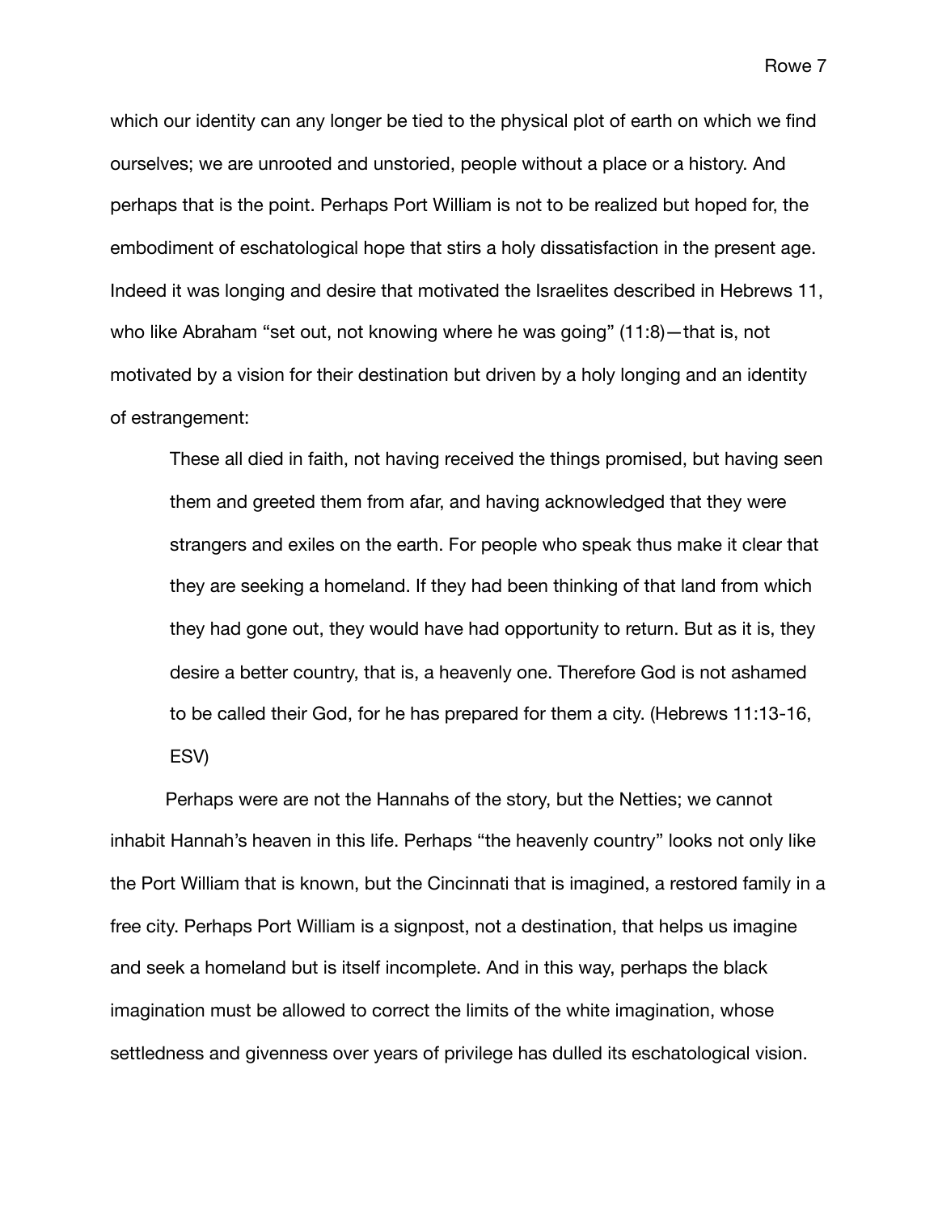which our identity can any longer be tied to the physical plot of earth on which we find ourselves; we are unrooted and unstoried, people without a place or a history. And perhaps that is the point. Perhaps Port William is not to be realized but hoped for, the embodiment of eschatological hope that stirs a holy dissatisfaction in the present age. Indeed it was longing and desire that motivated the Israelites described in Hebrews 11, who like Abraham "set out, not knowing where he was going" (11:8)—that is, not motivated by a vision for their destination but driven by a holy longing and an identity of estrangement:

> These all died in faith, not having received the things promised, but having seen them and greeted them from afar, and having acknowledged that they were strangers and exiles on the earth. For people who speak thus make it clear that they are seeking a homeland. If they had been thinking of that land from which they had gone out, they would have had opportunity to return. But as it is, they desire a better country, that is, a heavenly one. Therefore God is not ashamed to be called their God, for he has prepared for them a city. (Hebrews 11:13-16, ESV)

Perhaps were are not the Hannahs of the story, but the Netties; we cannot inhabit Hannah's heaven in this life. Perhaps "the heavenly country" looks not only like the Port William that is known, but the Cincinnati that is imagined, a restored family in a free city. Perhaps Port William is a signpost, not a destination, that helps us imagine and seek a homeland but is itself incomplete. And in this way, perhaps the black imagination must be allowed to correct the limits of the white imagination, whose settledness and givenness over years of privilege has dulled its eschatological vision.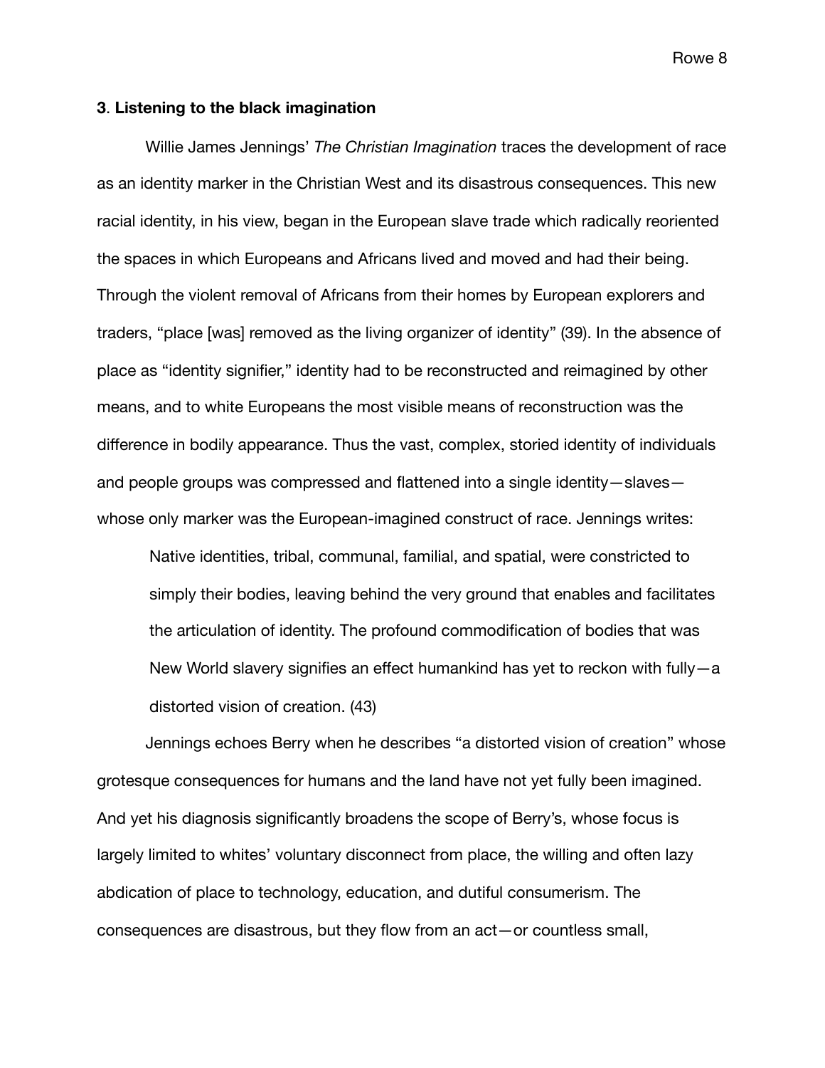### 3. Listening to the black imagination

Willie James Jennings' *The Christian Imagination* traces the development of race as an identity marker in the Christian West and its disastrous consequences. This new racial identity, in his view, began in the European slave trade which radically reoriented the spaces in which Europeans and Africans lived and moved and had their being. Through the violent removal of Africans from their homes by European explorers and traders, "place [was] removed as the living organizer of identity" (39). In the absence of place as "identity signifier," identity had to be reconstructed and reimagined by other means, and to white Europeans the most visible means of reconstruction was the difference in bodily appearance. Thus the vast, complex, storied identity of individuals and people groups was compressed and flattened into a single identity—slaves—whose only marker was the European-imagined construct of race. Jennings writes:

> Native identities, tribal, communal, familial, and spatial, were constricted to simply their bodies, leaving behind the very ground that enables and facilitates the articulation of identity. The profound commodification of bodies that was New World slavery signifies an effect humankind has yet to reckon with fully—a distorted vision of creation. (43)

Jennings echoes Berry when he describes "a distorted vision of creation" whose grotesque consequences for humans and the land have not yet fully been imagined. And yet his diagnosis significantly broadens the scope of Berry's, whose focus is largely limited to whites' voluntary disconnect from place, the willing and often lazy abdication of place to technology, education, and dutiful consumerism. The consequences are disastrous, but they flow from an act—or countless small,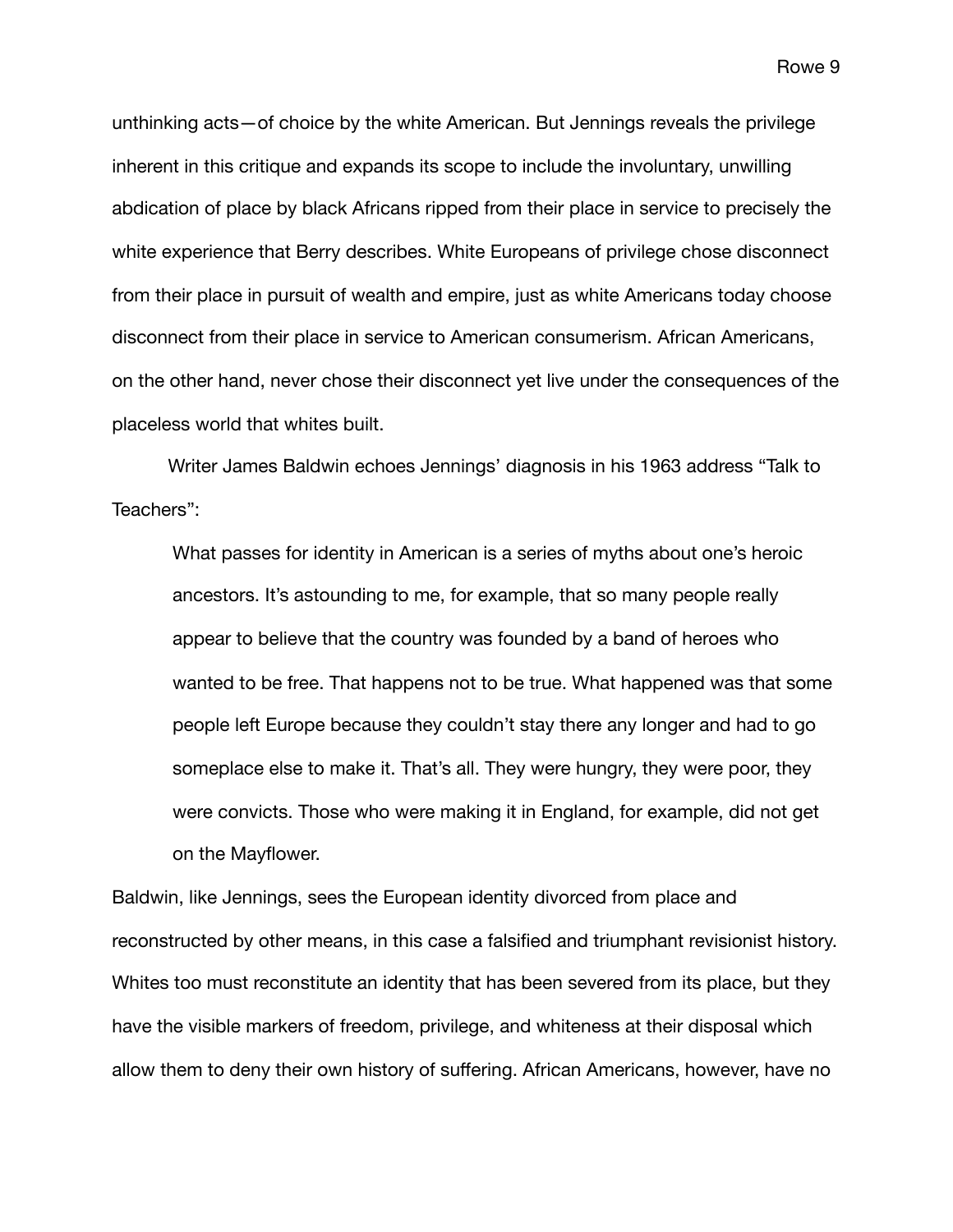unthinking acts—of choice by the white American. But Jennings reveals the privilege inherent in this critique and expands its scope to include the involuntary, unwilling abdication of place by black Africans ripped from their place in service to precisely the white experience that Berry describes. White Europeans of privilege chose disconnect from their place in pursuit of wealth and empire, just as white Americans today choose disconnect from their place in service to American consumerism. African Americans, on the other hand, never chose their disconnect yet live under the consequences of the placeless world that whites built.

Writer James Baldwin echoes Jennings' diagnosis in his 1963 address "Talk to Teachers":

> What passes for identity in American is a series of myths about one's heroic ancestors. It's astounding to me, for example, that so many people really appear to believe that the country was founded by a band of heroes who wanted to be free. That happens not to be true. What happened was that some people left Europe because they couldn't stay there any longer and had to go someplace else to make it. That's all. They were hungry, they were poor, they were convicts. Those who were making it in England, for example, did not get on the Mayflower.

Baldwin, like Jennings, sees the European identity divorced from place and reconstructed by other means, in this case a falsified and triumphant revisionist history. Whites too must reconstitute an identity that has been severed from its place, but they have the visible markers of freedom, privilege, and whiteness at their disposal which allow them to deny their own history of suffering. African Americans, however, have no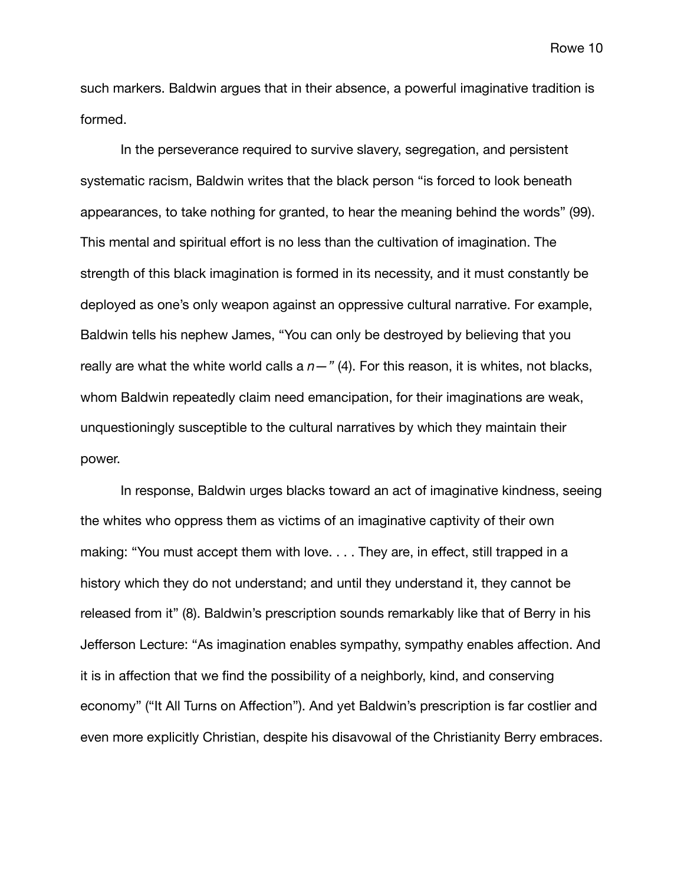such markers. Baldwin argues that in their absence, a powerful imaginative tradition is formed.

In the perseverance required to survive slavery, segregation, and persistent systematic racism, Baldwin writes that the black person "is forced to look beneath appearances, to take nothing for granted, to hear the meaning behind the words" (99). This mental and spiritual effort is no less than the cultivation of imagination. The strength of this black imagination is formed in its necessity, and it must constantly be deployed as one's only weapon against an oppressive cultural narrative. For example, Baldwin tells his nephew James, "You can only be destroyed by believing that you really are what the white world calls a *n—"* (4). For this reason, it is whites, not blacks, whom Baldwin repeatedly claim need emancipation, for their imaginations are weak, unquestioningly susceptible to the cultural narratives by which they maintain their power.

In response, Baldwin urges blacks toward an act of imaginative kindness, seeing the whites who oppress them as victims of an imaginative captivity of their own making: "You must accept them with love. . . . They are, in effect, still trapped in a history which they do not understand; and until they understand it, they cannot be released from it" (8). Baldwin's prescription sounds remarkably like that of Berry in his Jefferson Lecture: "As imagination enables sympathy, sympathy enables affection. And it is in affection that we find the possibility of a neighborly, kind, and conserving economy" ("It All Turns on Affection"). And yet Baldwin's prescription is far costlier and even more explicitly Christian, despite his disavowal of the Christianity Berry embraces.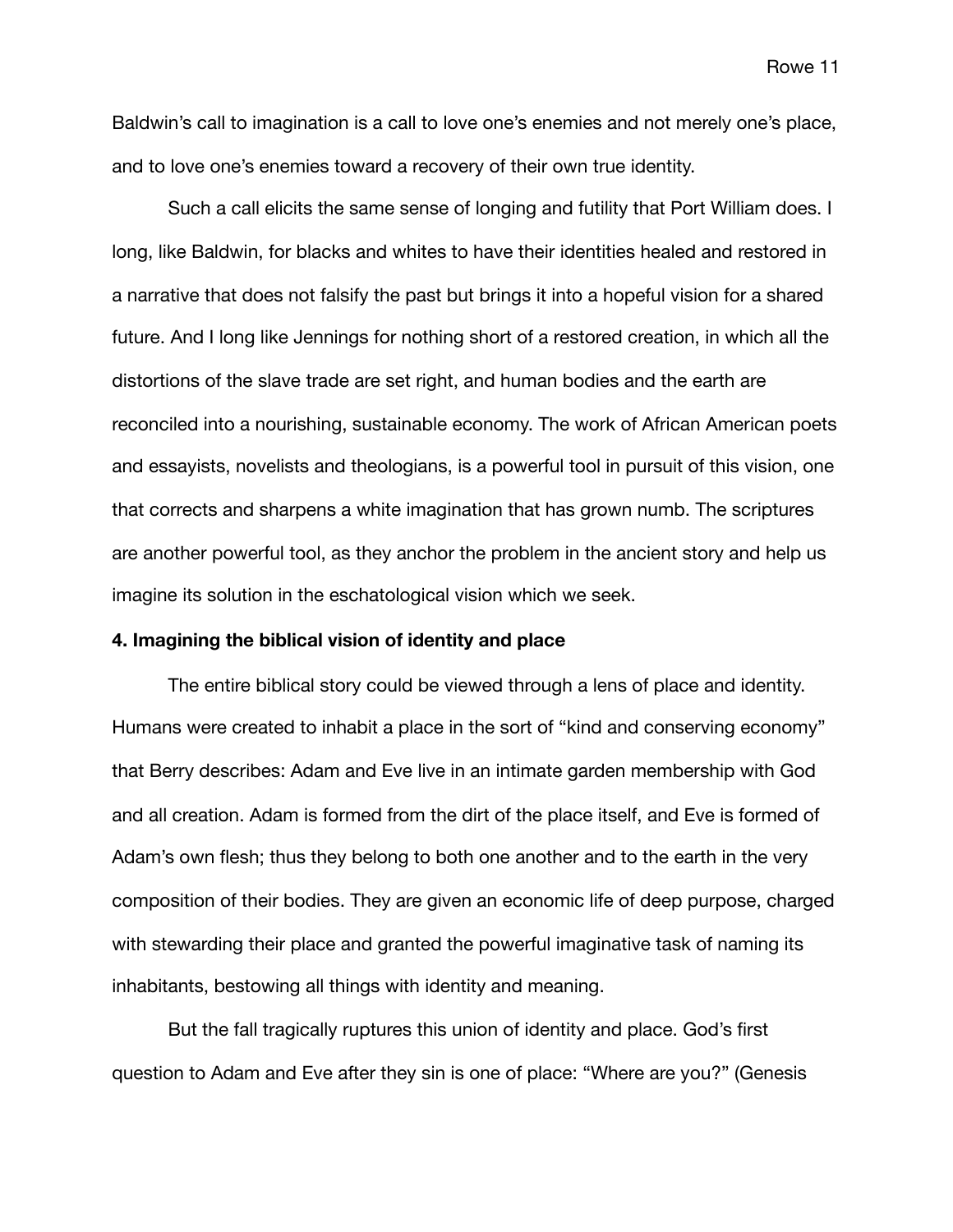Baldwin's call to imagination is a call to love one's enemies and not merely one's place, and to love one's enemies toward a recovery of their own true identity.

Such a call elicits the same sense of longing and futility that Port William does. I long, like Baldwin, for blacks and whites to have their identities healed and restored in a narrative that does not falsify the past but brings it into a hopeful vision for a shared future. And I long like Jennings for nothing short of a restored creation, in which all the distortions of the slave trade are set right, and human bodies and the earth are reconciled into a nourishing, sustainable economy. The work of African American poets and essayists, novelists and theologians, is a powerful tool in pursuit of this vision, one that corrects and sharpens a white imagination that has grown numb. The scriptures are another powerful tool, as they anchor the problem in the ancient story and help us imagine its solution in the eschatological vision which we seek.

**4. Imagining the biblical vision of identity and place**

The entire biblical story could be viewed through a lens of place and identity. Humans were created to inhabit a place in the sort of "kind and conserving economy" that Berry describes: Adam and Eve live in an intimate garden membership with God and all creation. Adam is formed from the dirt of the place itself, and Eve is formed of Adam's own flesh; thus they belong to both one another and to the earth in the very composition of their bodies. They are given an economic life of deep purpose, charged with stewarding their place and granted the powerful imaginative task of naming its inhabitants, bestowing all things with identity and meaning.

But the fall tragically ruptures this union of identity and place. God's first question to Adam and Eve after they sin is one of place: "Where are you?" (Genesis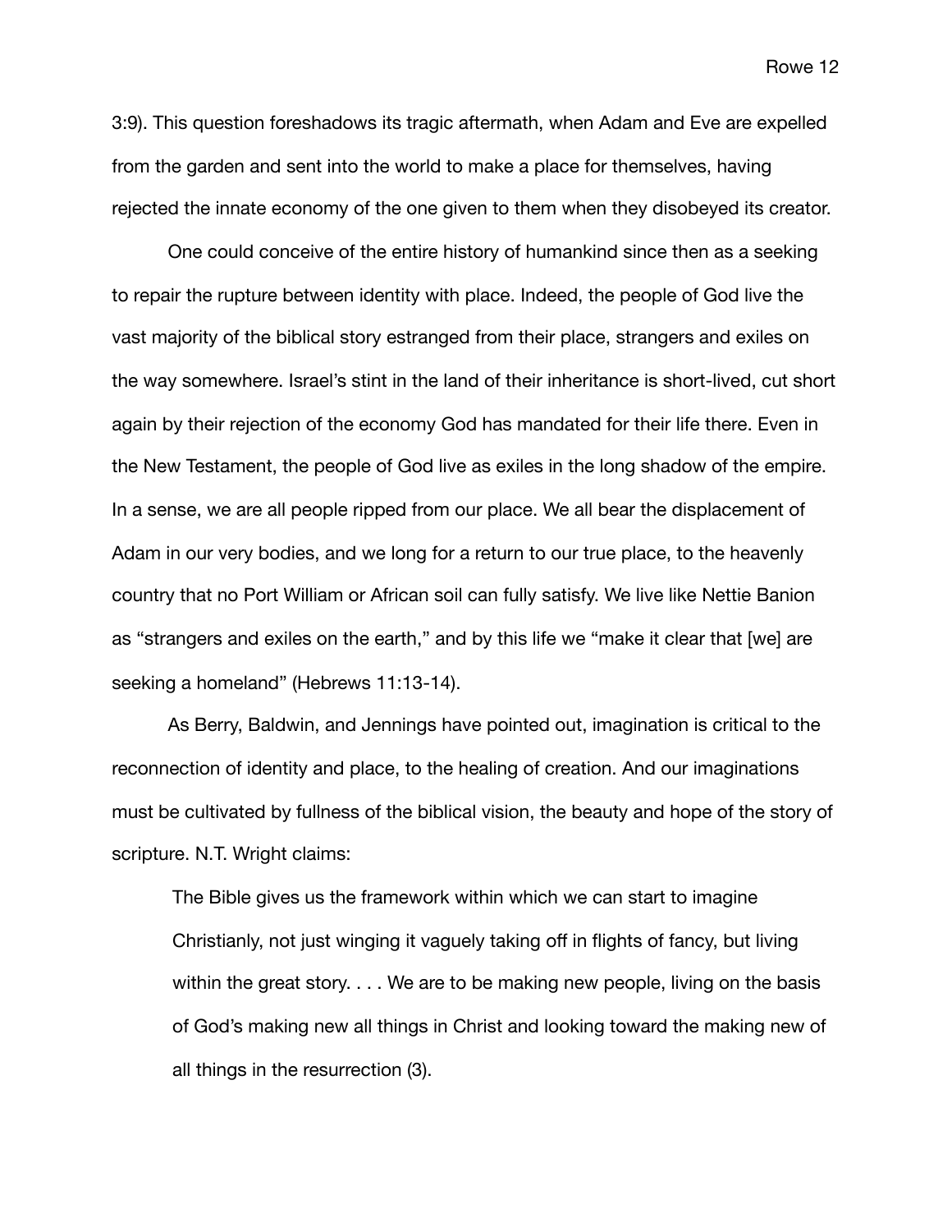3:9). This question foreshadows its tragic aftermath, when Adam and Eve are expelled from the garden and sent into the world to make a place for themselves, having rejected the innate economy of the one given to them when they disobeyed its creator.

One could conceive of the entire history of humankind since then as a seeking to repair the rupture between identity with place. Indeed, the people of God live the vast majority of the biblical story estranged from their place, strangers and exiles on the way somewhere. Israel's stint in the land of their inheritance is short-lived, cut short again by their rejection of the economy God has mandated for their life there. Even in the New Testament, the people of God live as exiles in the long shadow of the empire. In a sense, we are all people ripped from our place. We all bear the displacement of Adam in our very bodies, and we long for a return to our true place, to the heavenly country that no Port William or African soil can fully satisfy. We live like Nettie Banion as "strangers and exiles on the earth," and by this life we "make it clear that [we] are seeking a homeland" (Hebrews 11:13-14).

As Berry, Baldwin, and Jennings have pointed out, imagination is critical to the reconnection of identity and place, to the healing of creation. And our imaginations must be cultivated by fullness of the biblical vision, the beauty and hope of the story of scripture. N.T. Wright claims:

> The Bible gives us the framework within which we can start to imagine Christianly, not just winging it vaguely taking off in flights of fancy, but living within the great story. . . . We are to be making new people, living on the basis of God's making new all things in Christ and looking toward the making new of all things in the resurrection (3).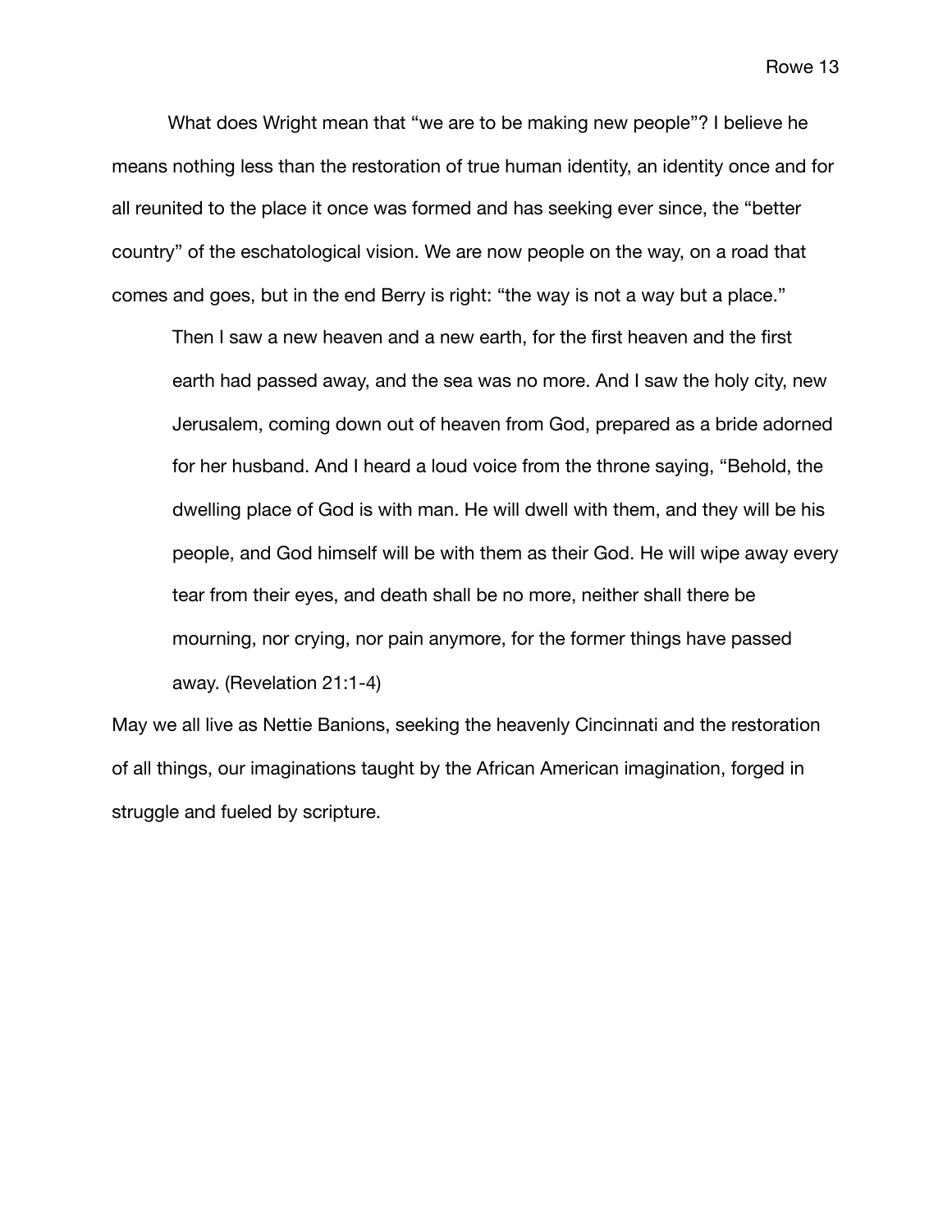What does Wright mean that “we are to be making new people”? I believe he means nothing less than the restoration of true human identity, an identity once and for all reunited to the place it once was formed and has seeking ever since, the “better country” of the eschatological vision. We are now people on the way, on a road that comes and goes, but in the end Berry is right: “the way is not a way but a place.”

> Then I saw a new heaven and a new earth, for the first heaven and the first earth had passed away, and the sea was no more. And I saw the holy city, new Jerusalem, coming down out of heaven from God, prepared as a bride adorned for her husband. And I heard a loud voice from the throne saying, “Behold, the dwelling place of God is with man. He will dwell with them, and they will be his people, and God himself will be with them as their God. He will wipe away every tear from their eyes, and death shall be no more, neither shall there be mourning, nor crying, nor pain anymore, for the former things have passed away. (Revelation 21:1-4)

May we all live as Nettie Banions, seeking the heavenly Cincinnati and the restoration of all things, our imaginations taught by the African American imagination, forged in struggle and fueled by scripture.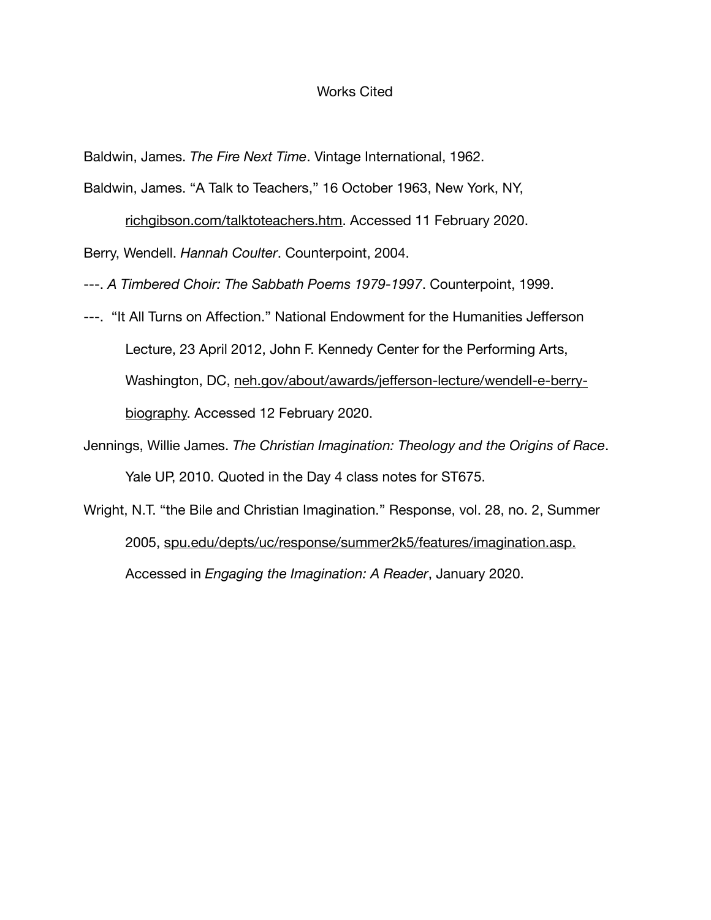# Works Cited

Baldwin, James. *The Fire Next Time*. Vintage International, 1962.

Baldwin, James. “A Talk to Teachers,” 16 October 1963, New York, NY, richgibson.com/talktoteachers.htm. Accessed 11 February 2020.

Berry, Wendell. *Hannah Coulter*. Counterpoint, 2004.

---. *A Timbered Choir: The Sabbath Poems 1979-1997*. Counterpoint, 1999.

---. “It All Turns on Affection.” National Endowment for the Humanities Jefferson Lecture, 23 April 2012, John F. Kennedy Center for the Performing Arts, Washington, DC, neh.gov/about/awards/jefferson-lecture/wendell-e-berry-biography. Accessed 12 February 2020.

Jennings, Willie James. *The Christian Imagination: Theology and the Origins of Race*. Yale UP, 2010. Quoted in the Day 4 class notes for ST675.

Wright, N.T. “the Bile and Christian Imagination.” Response, vol. 28, no. 2, Summer 2005, spu.edu/depts/uc/response/summer2k5/features/imagination.asp. Accessed in *Engaging the Imagination: A Reader*, January 2020.